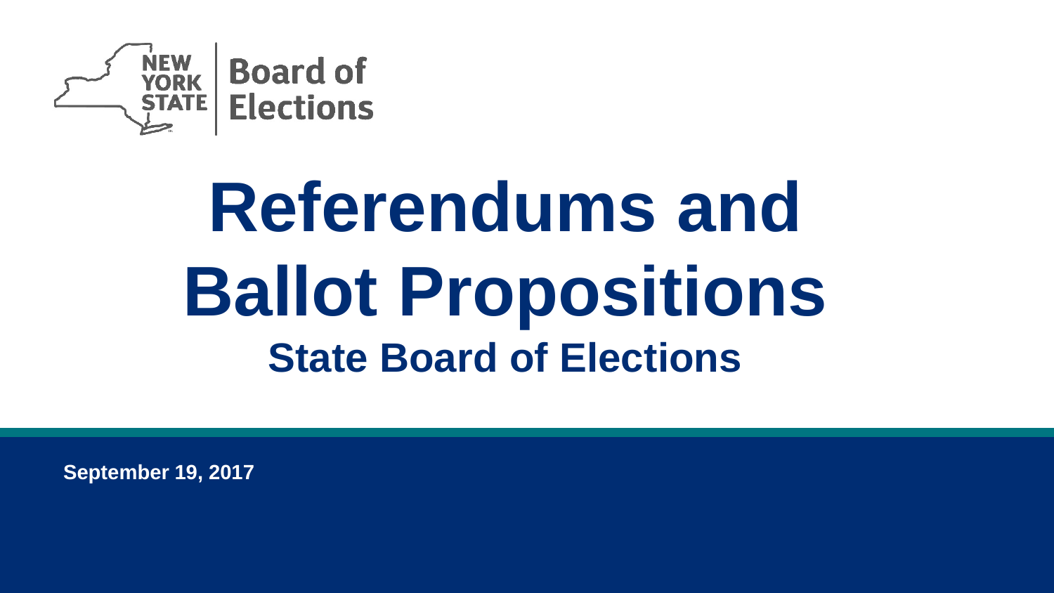NEW YORK STATE | Board of Elections

# Referendums and Ballot Propositions

## State Board of Elections

**September 19, 2017**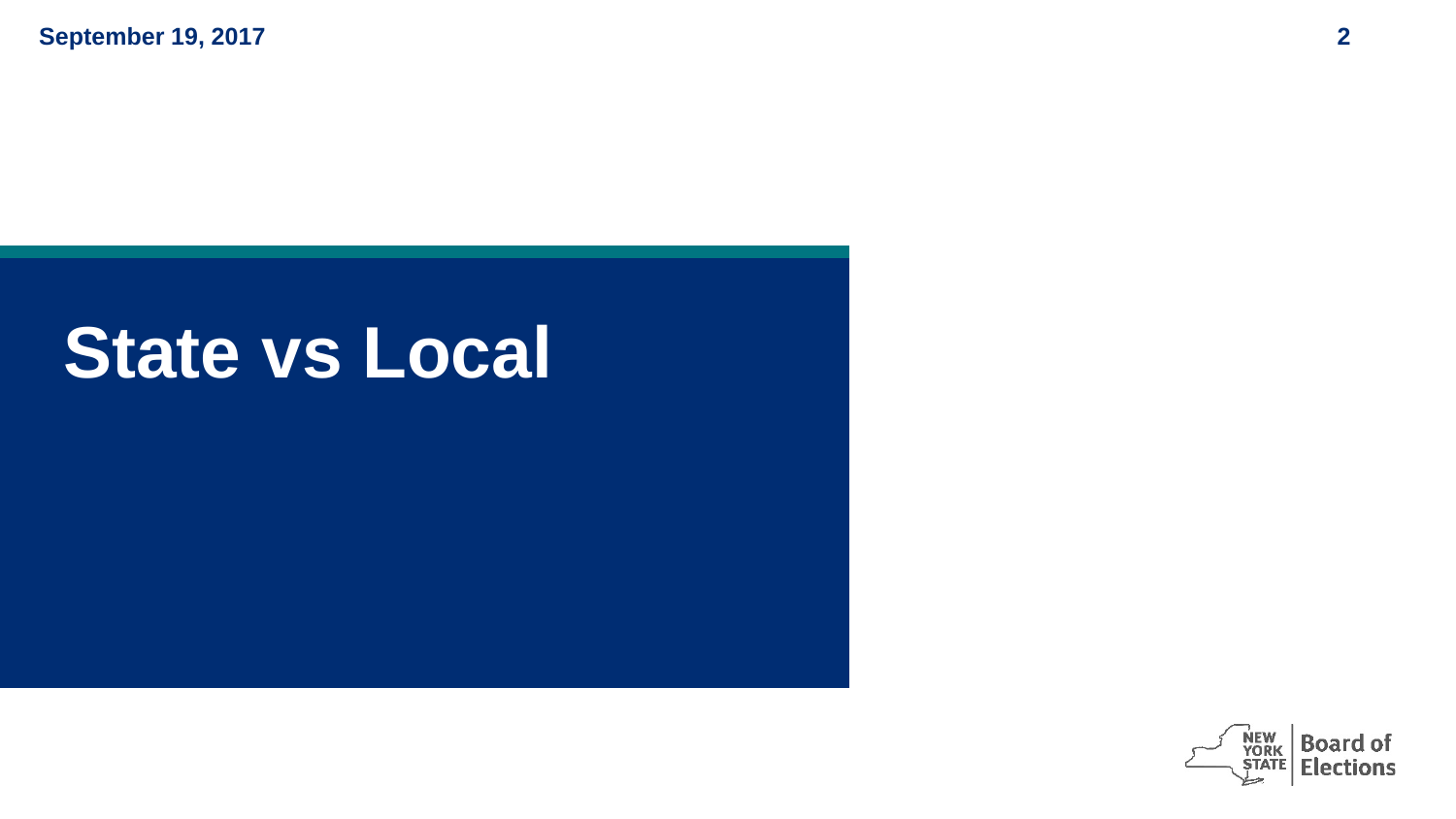# State vs Local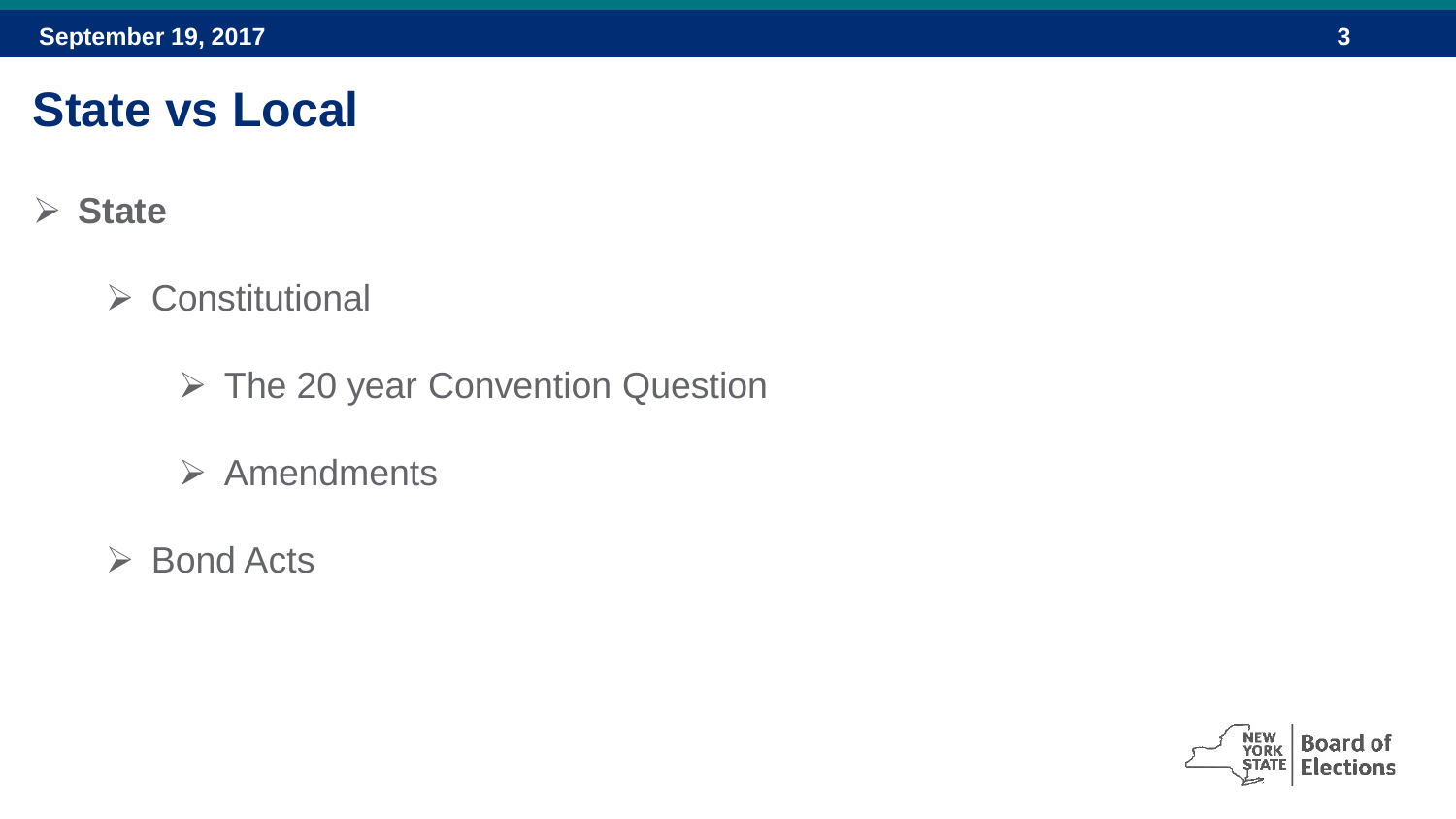# State vs Local

- **State**
  - Constitutional
    - The 20 year Convention Question
    - Amendments
  - Bond Acts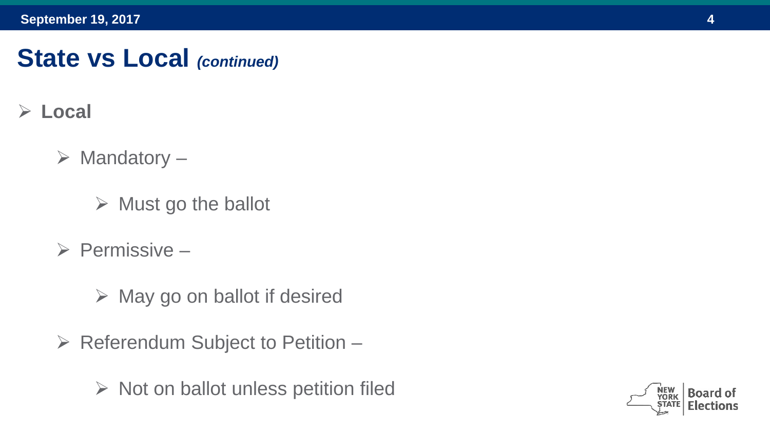# State vs Local *(continued)*

- **Local**
  - Mandatory –
    - Must go the ballot
  - Permissive –
    - May go on ballot if desired
  - Referendum Subject to Petition –
    - Not on ballot unless petition filed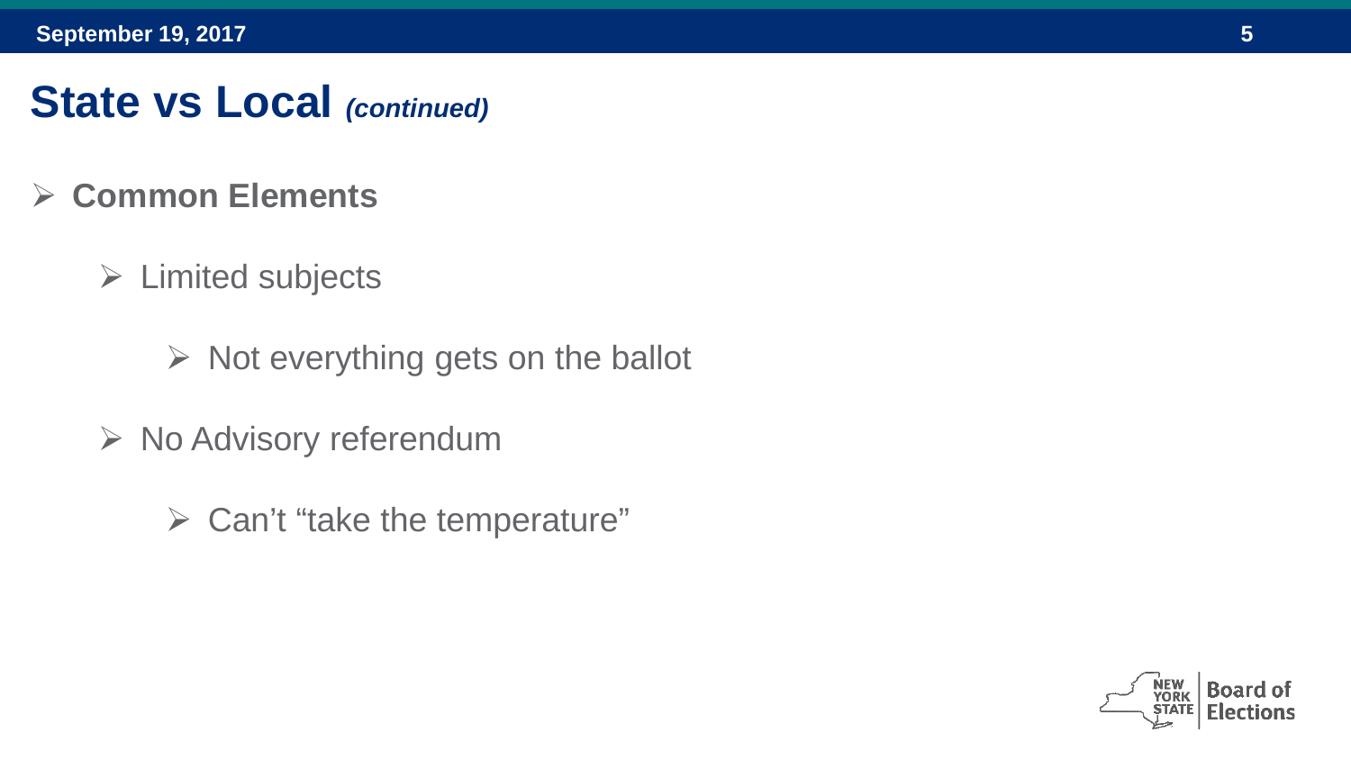# State vs Local *(continued)*

- **Common Elements**
  - Limited subjects
    - Not everything gets on the ballot
  - No Advisory referendum
    - Can't "take the temperature"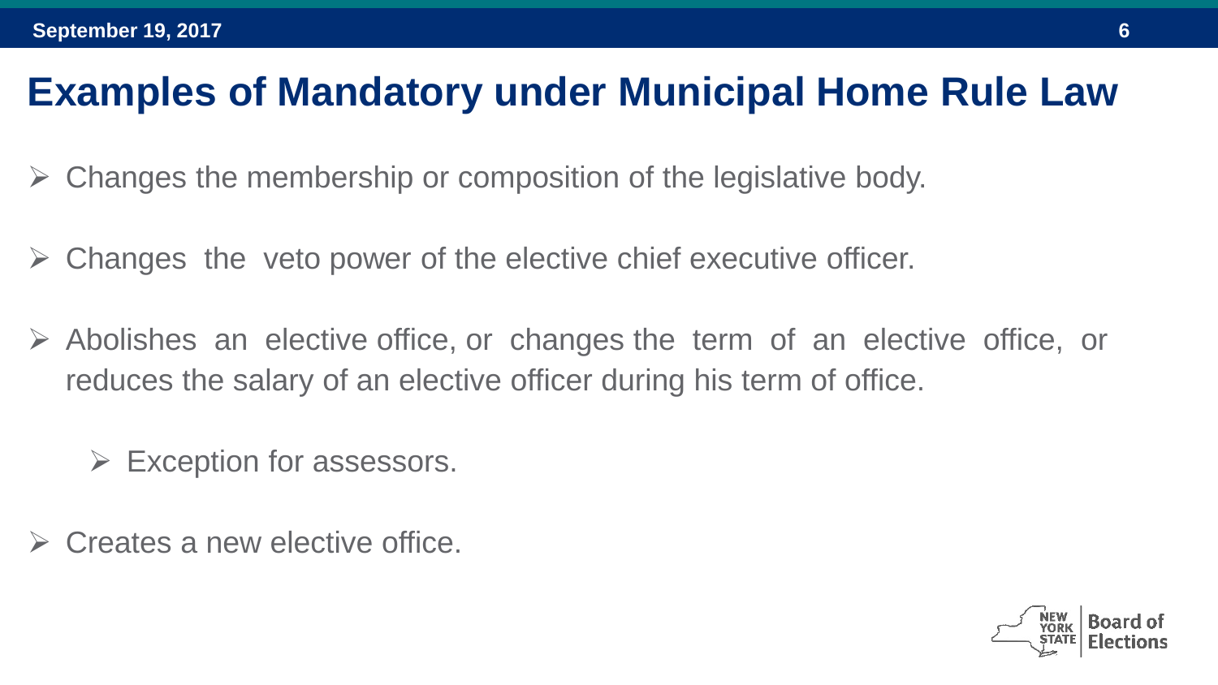# Examples of Mandatory under Municipal Home Rule Law

- Changes the membership or composition of the legislative body.
- Changes the veto power of the elective chief executive officer.
- Abolishes an elective office, or changes the term of an elective office, or reduces the salary of an elective officer during his term of office.
  - Exception for assessors.
- Creates a new elective office.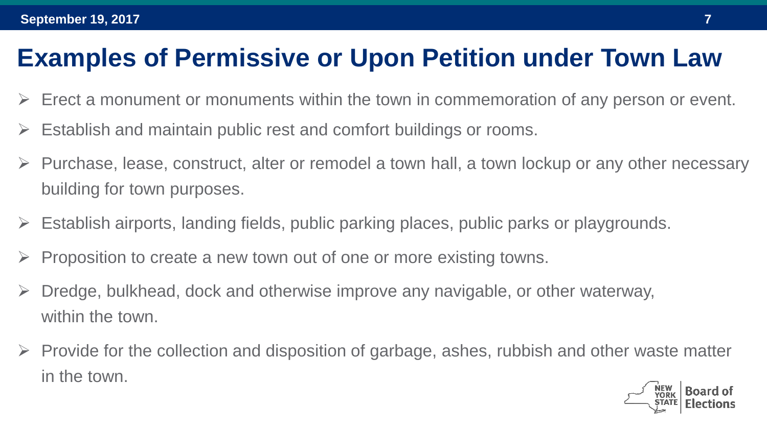# Examples of Permissive or Upon Petition under Town Law

- Erect a monument or monuments within the town in commemoration of any person or event.
- Establish and maintain public rest and comfort buildings or rooms.
- Purchase, lease, construct, alter or remodel a town hall, a town lockup or any other necessary building for town purposes.
- Establish airports, landing fields, public parking places, public parks or playgrounds.
- Proposition to create a new town out of one or more existing towns.
- Dredge, bulkhead, dock and otherwise improve any navigable, or other waterway, within the town.
- Provide for the collection and disposition of garbage, ashes, rubbish and other waste matter in the town.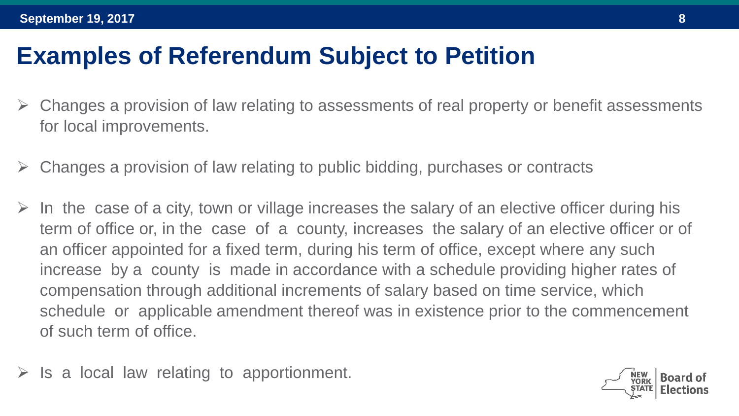# Examples of Referendum Subject to Petition

- Changes a provision of law relating to assessments of real property or benefit assessments for local improvements.
- Changes a provision of law relating to public bidding, purchases or contracts
- In the case of a city, town or village increases the salary of an elective officer during his term of office or, in the case of a county, increases the salary of an elective officer or of an officer appointed for a fixed term, during his term of office, except where any such increase by a county is made in accordance with a schedule providing higher rates of compensation through additional increments of salary based on time service, which schedule or applicable amendment thereof was in existence prior to the commencement of such term of office.
- Is a local law relating to apportionment.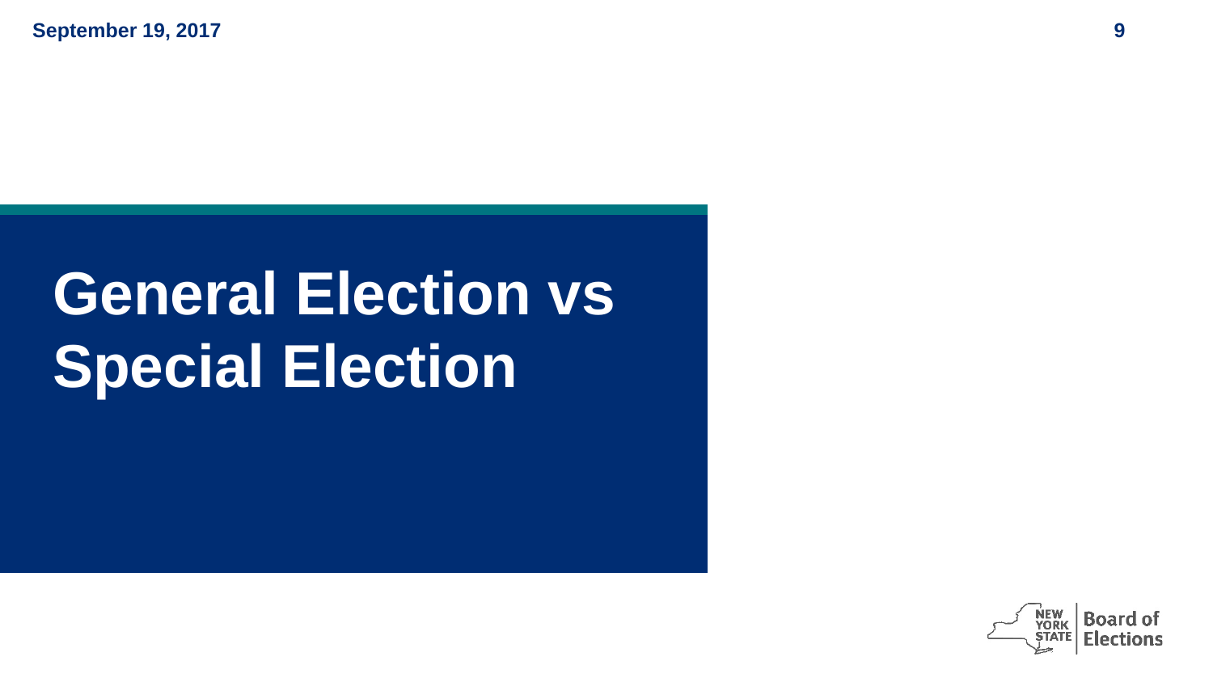# General Election vs Special Election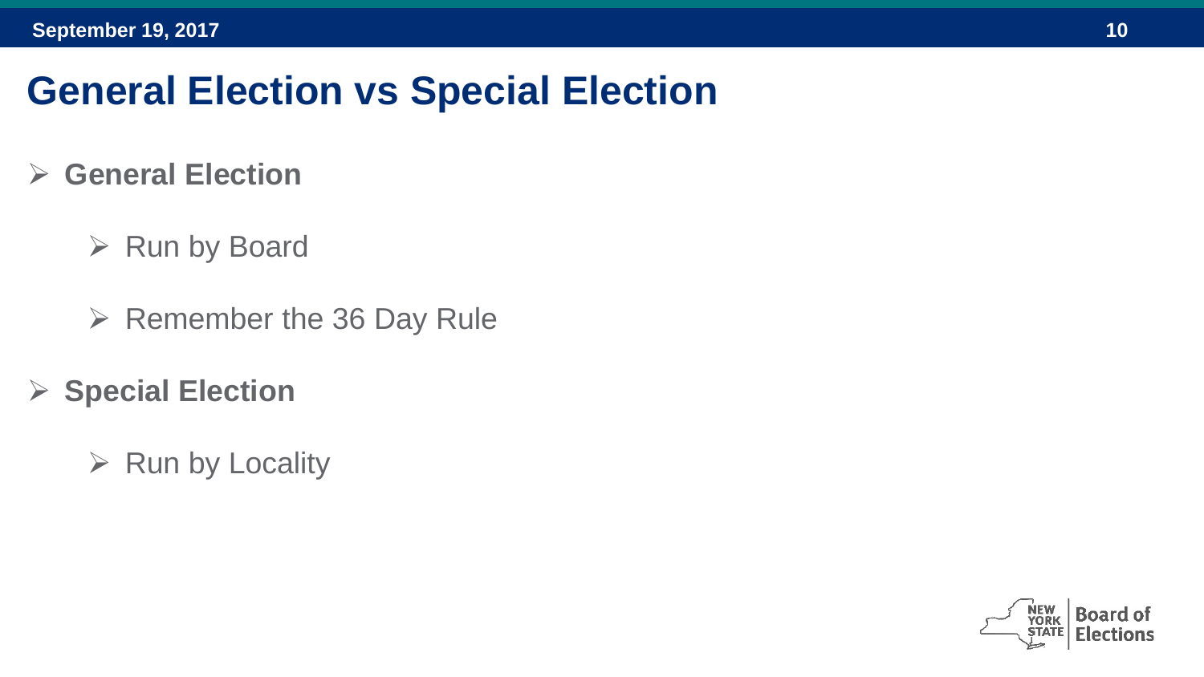# General Election vs Special Election

- **General Election**
  - Run by Board
  - Remember the 36 Day Rule
- **Special Election**
  - Run by Locality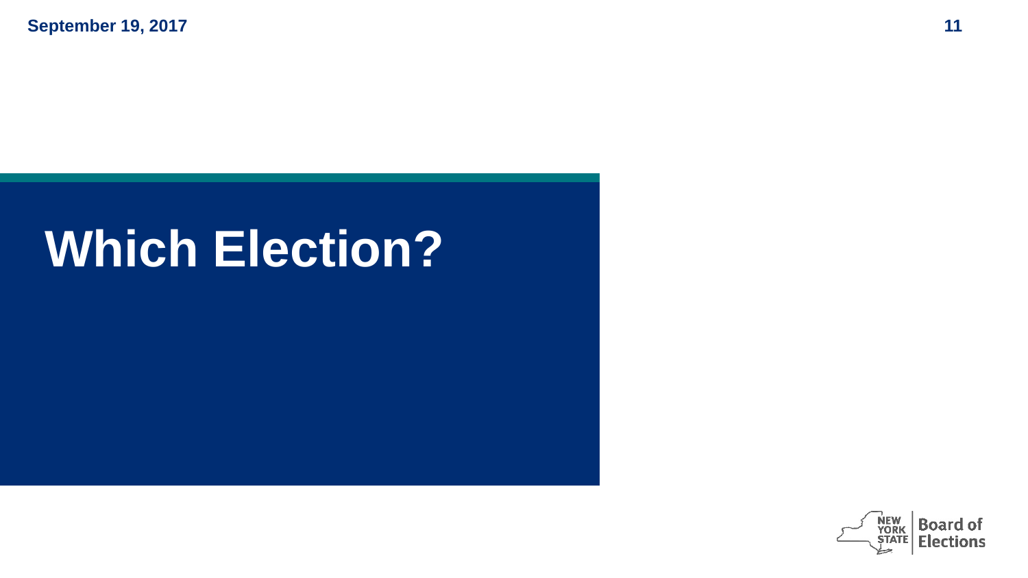# Which Election?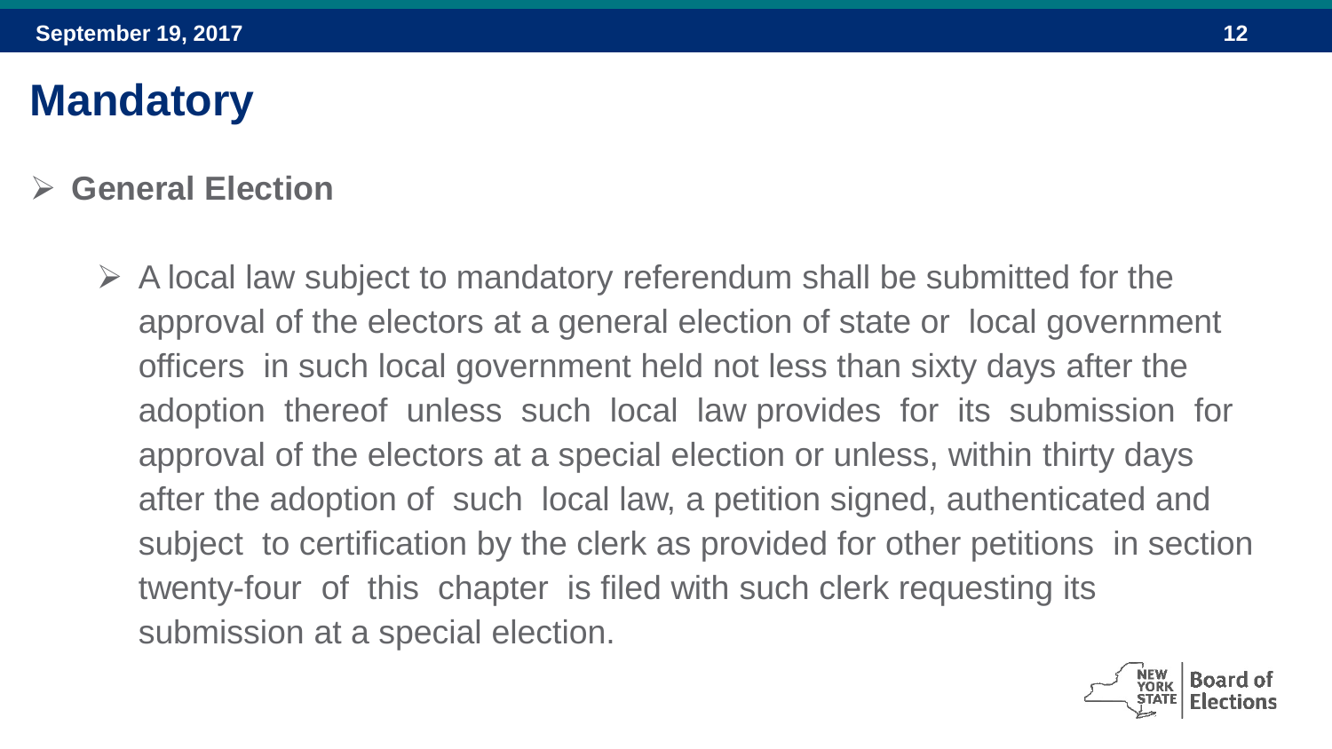# Mandatory

- **General Election**

  - A local law subject to mandatory referendum shall be submitted for the approval of the electors at a general election of state or local government officers in such local government held not less than sixty days after the adoption thereof unless such local law provides for its submission for approval of the electors at a special election or unless, within thirty days after the adoption of such local law, a petition signed, authenticated and subject to certification by the clerk as provided for other petitions in section twenty-four of this chapter is filed with such clerk requesting its submission at a special election.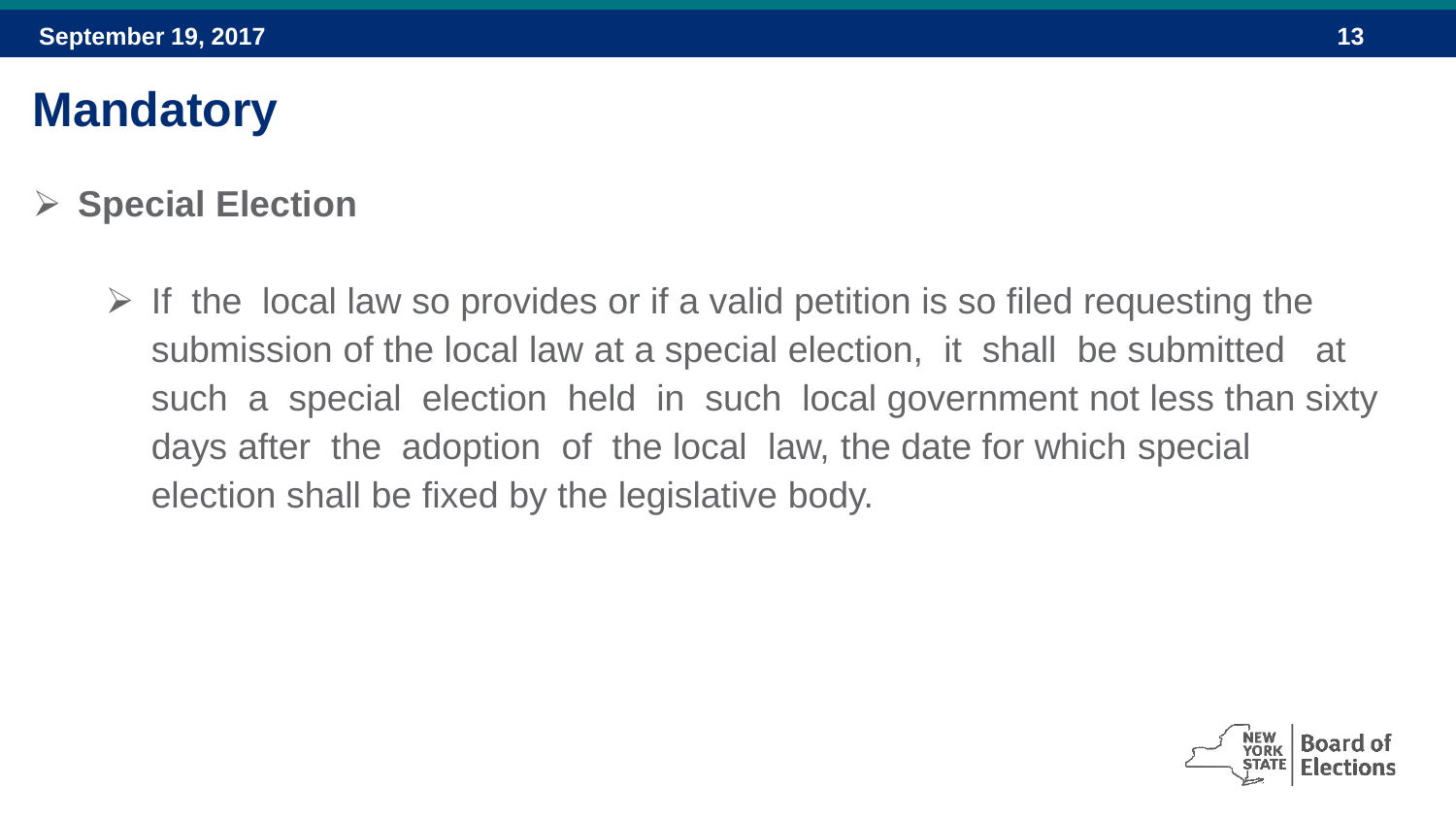# Mandatory

- **Special Election**

  - If the local law so provides or if a valid petition is so filed requesting the submission of the local law at a special election, it shall be submitted at such a special election held in such local government not less than sixty days after the adoption of the local law, the date for which special election shall be fixed by the legislative body.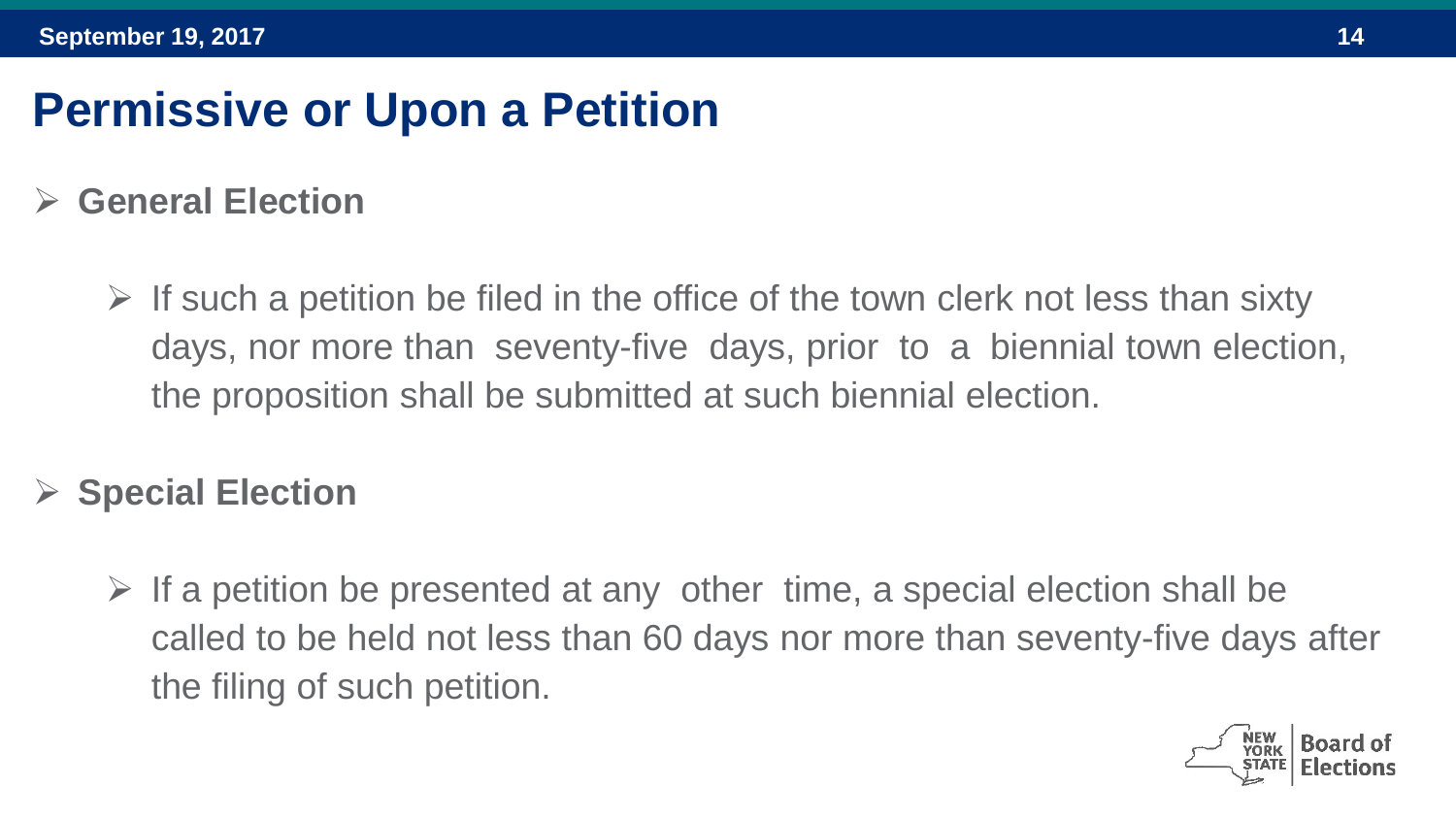# Permissive or Upon a Petition

- **General Election**
  - If such a petition be filed in the office of the town clerk not less than sixty days, nor more than seventy-five days, prior to a biennial town election, the proposition shall be submitted at such biennial election.
- **Special Election**
  - If a petition be presented at any other time, a special election shall be called to be held not less than 60 days nor more than seventy-five days after the filing of such petition.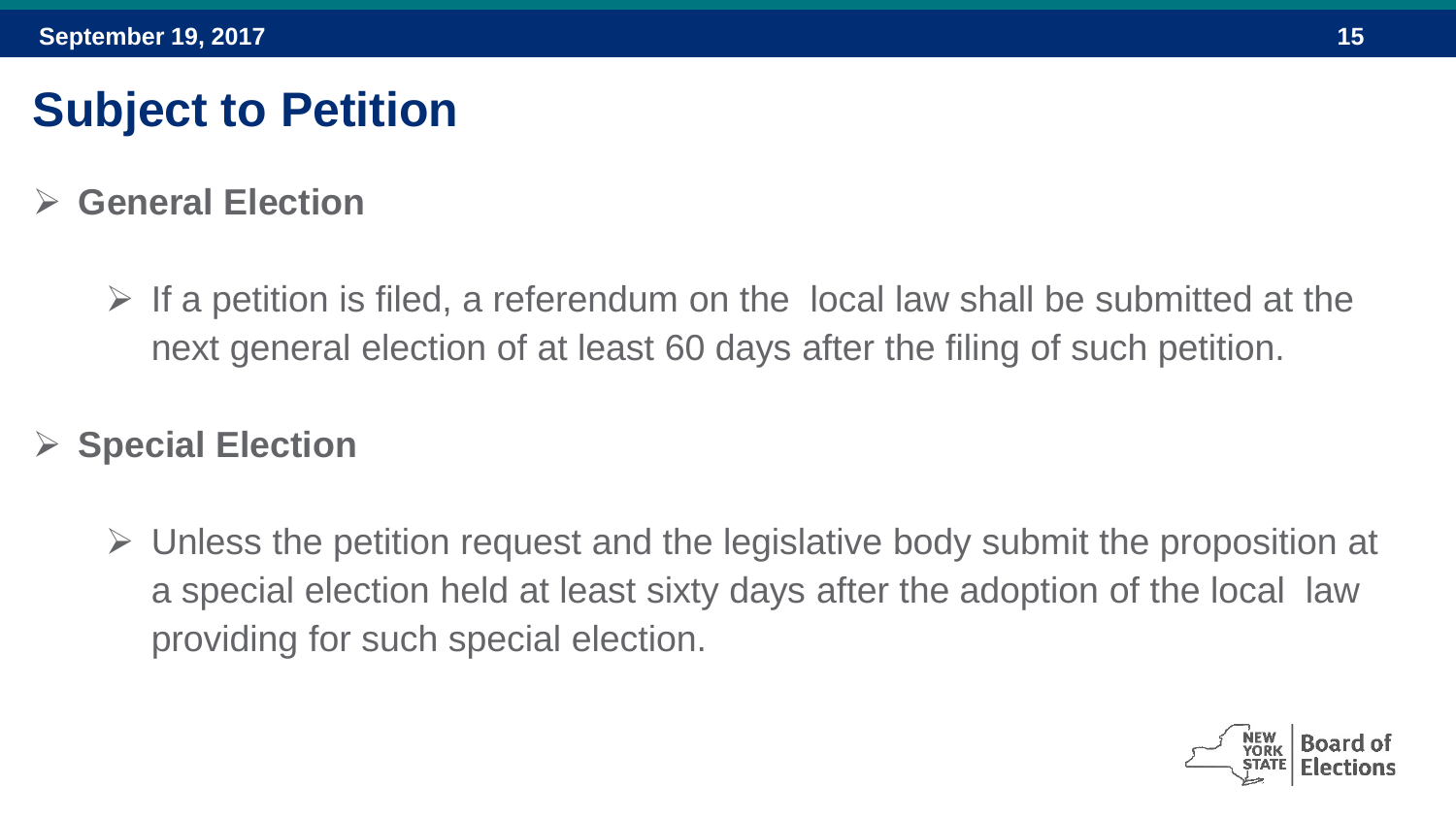# Subject to Petition

- **General Election**
  - If a petition is filed, a referendum on the local law shall be submitted at the next general election of at least 60 days after the filing of such petition.
- **Special Election**
  - Unless the petition request and the legislative body submit the proposition at a special election held at least sixty days after the adoption of the local law providing for such special election.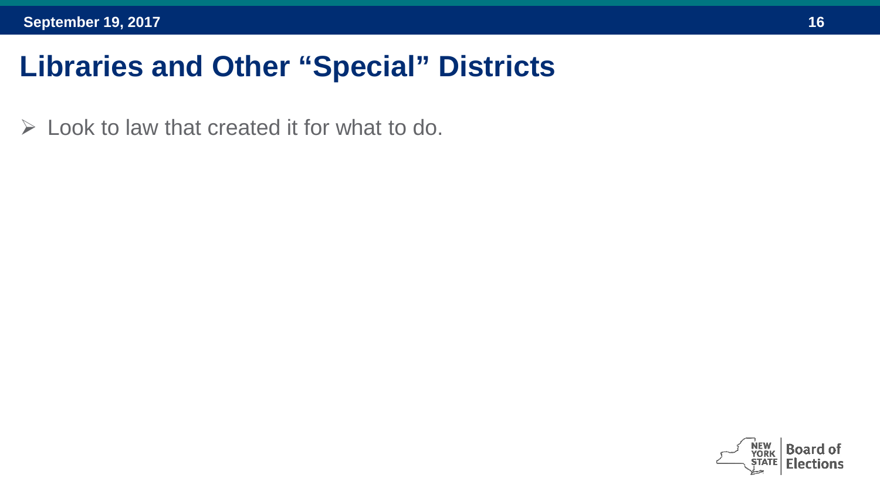# Libraries and Other “Special” Districts

- Look to law that created it for what to do.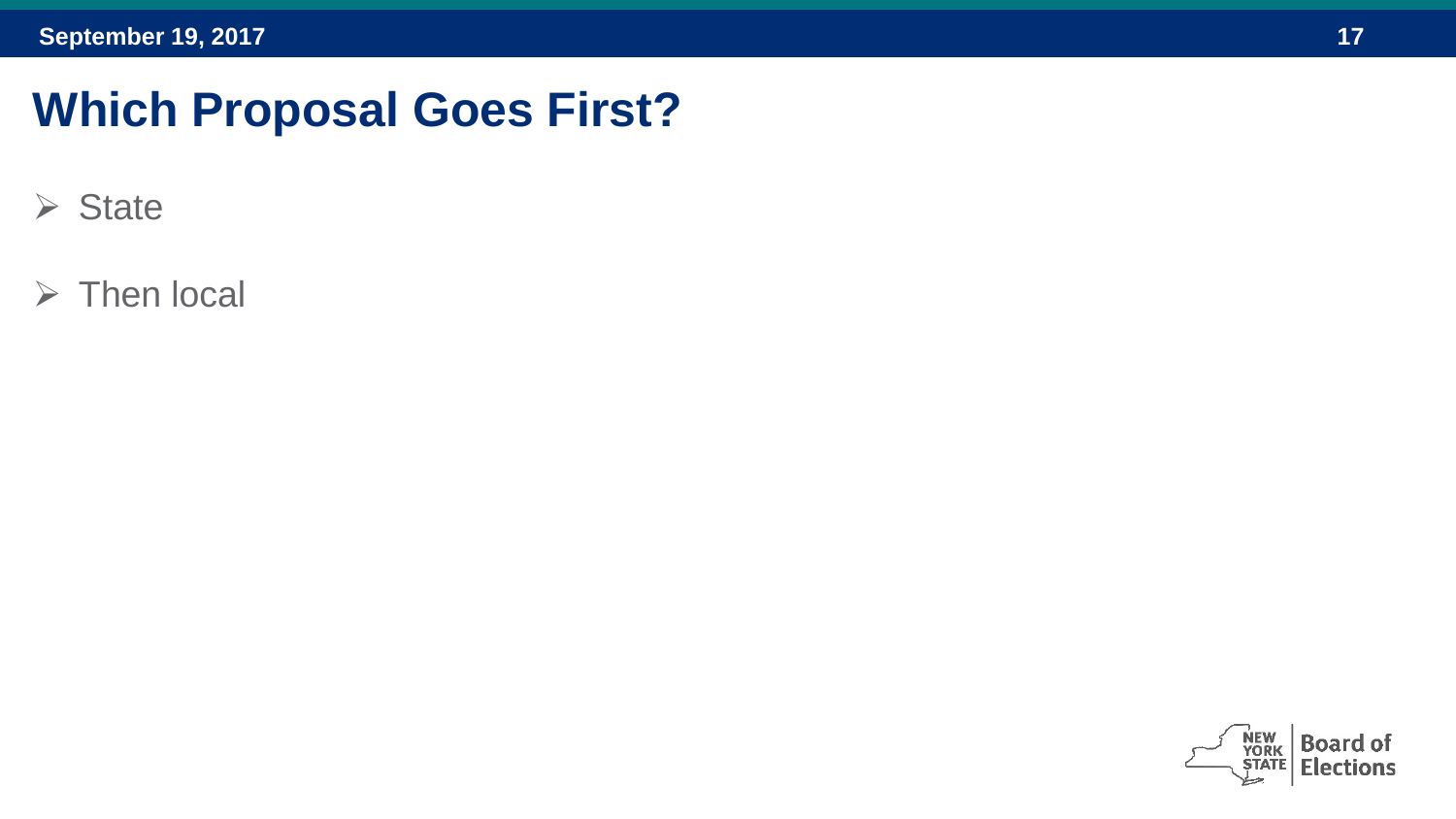# Which Proposal Goes First?

- State
- Then local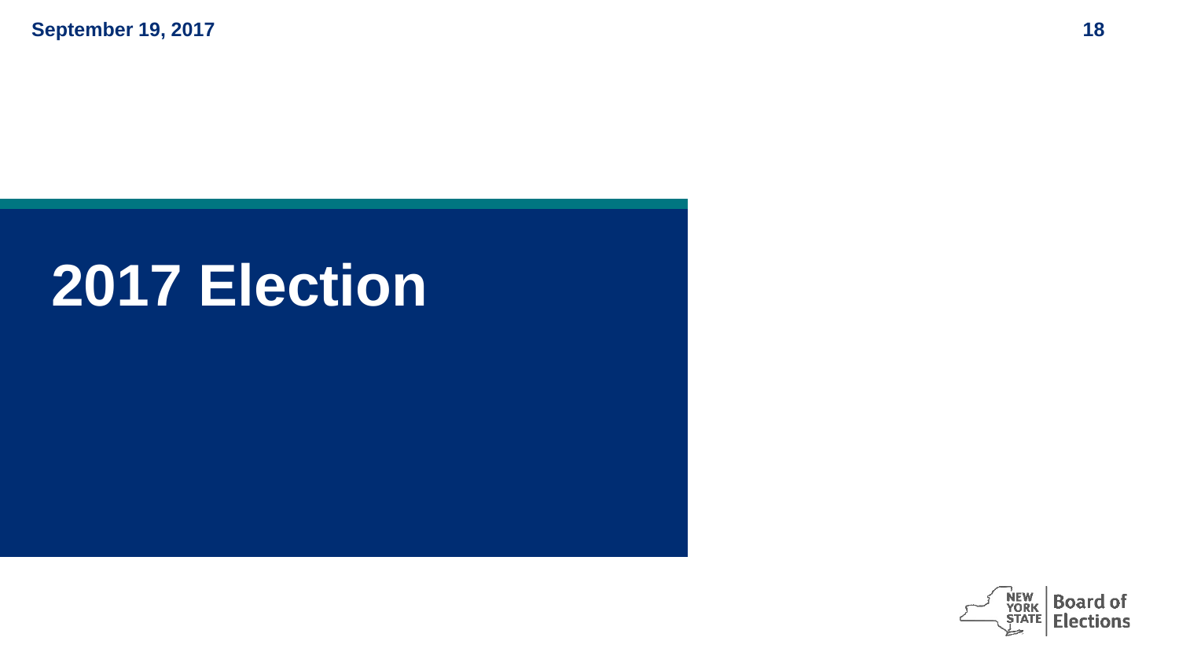# 2017 Election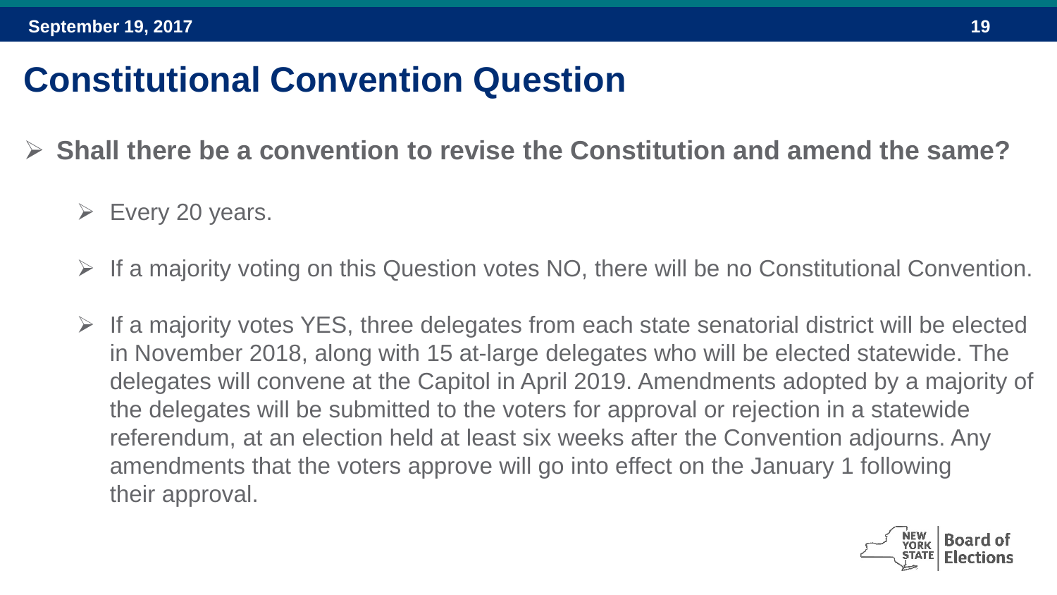# Constitutional Convention Question

- **Shall there be a convention to revise the Constitution and amend the same?**
  - Every 20 years.
  - If a majority voting on this Question votes NO, there will be no Constitutional Convention.
  - If a majority votes YES, three delegates from each state senatorial district will be elected in November 2018, along with 15 at-large delegates who will be elected statewide. The delegates will convene at the Capitol in April 2019. Amendments adopted by a majority of the delegates will be submitted to the voters for approval or rejection in a statewide referendum, at an election held at least six weeks after the Convention adjourns. Any amendments that the voters approve will go into effect on the January 1 following their approval.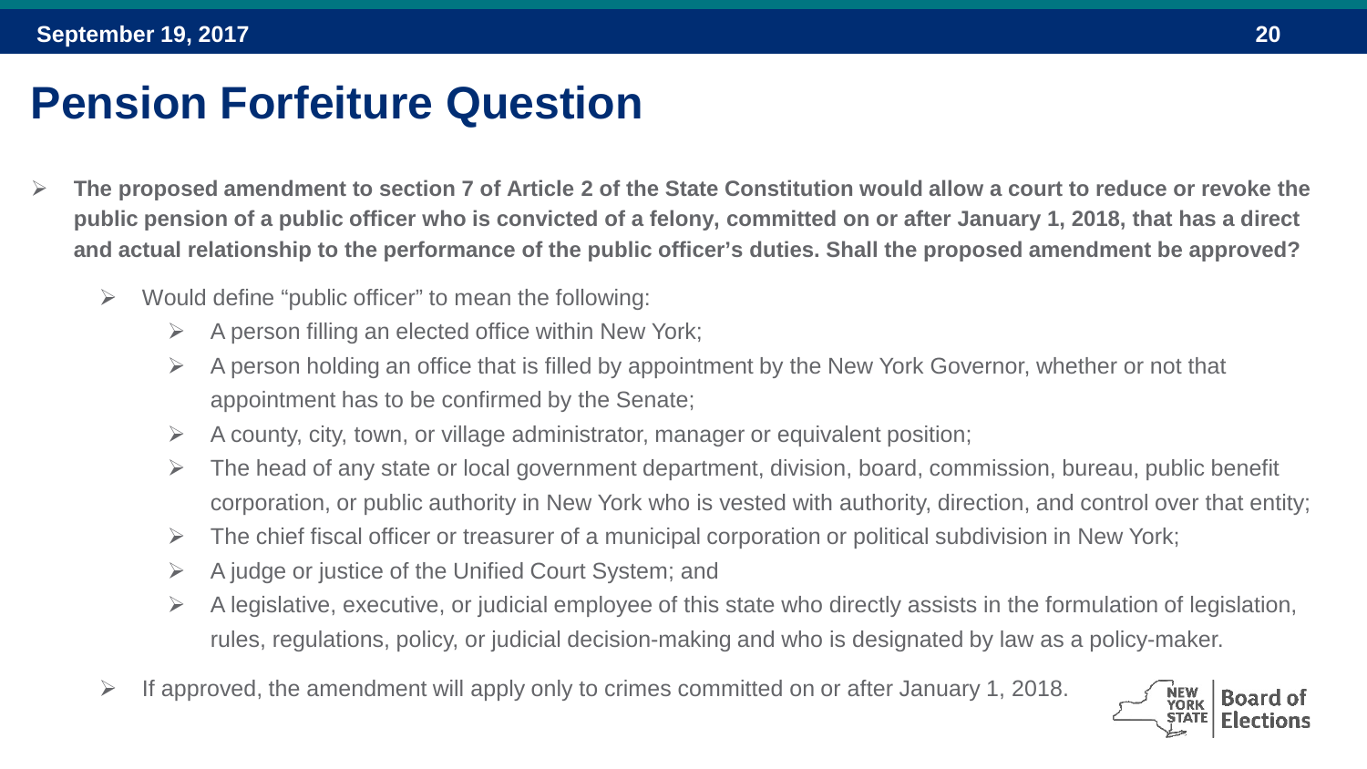# Pension Forfeiture Question

- **The proposed amendment to section 7 of Article 2 of the State Constitution would allow a court to reduce or revoke the public pension of a public officer who is convicted of a felony, committed on or after January 1, 2018, that has a direct and actual relationship to the performance of the public officer's duties. Shall the proposed amendment be approved?**
  - Would define "public officer" to mean the following:
    - A person filling an elected office within New York;
    - A person holding an office that is filled by appointment by the New York Governor, whether or not that appointment has to be confirmed by the Senate;
    - A county, city, town, or village administrator, manager or equivalent position;
    - The head of any state or local government department, division, board, commission, bureau, public benefit corporation, or public authority in New York who is vested with authority, direction, and control over that entity;
    - The chief fiscal officer or treasurer of a municipal corporation or political subdivision in New York;
    - A judge or justice of the Unified Court System; and
    - A legislative, executive, or judicial employee of this state who directly assists in the formulation of legislation, rules, regulations, policy, or judicial decision-making and who is designated by law as a policy-maker.
  - If approved, the amendment will apply only to crimes committed on or after January 1, 2018.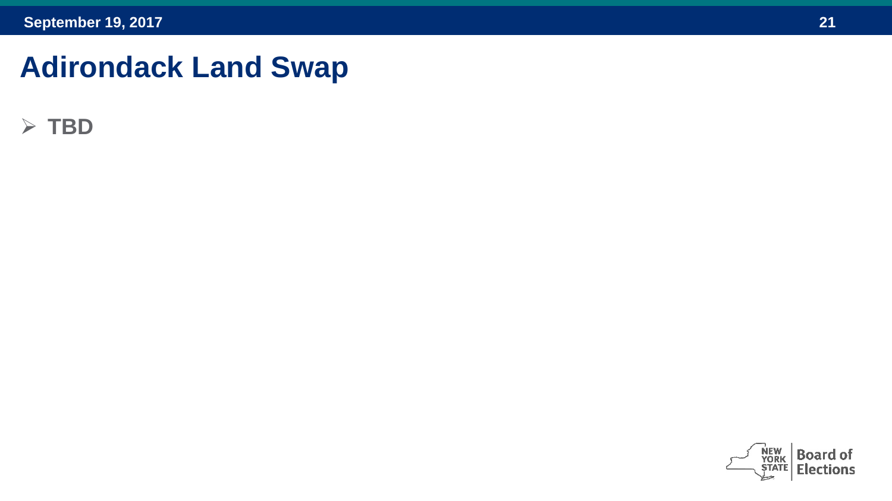# Adirondack Land Swap

- **TBD**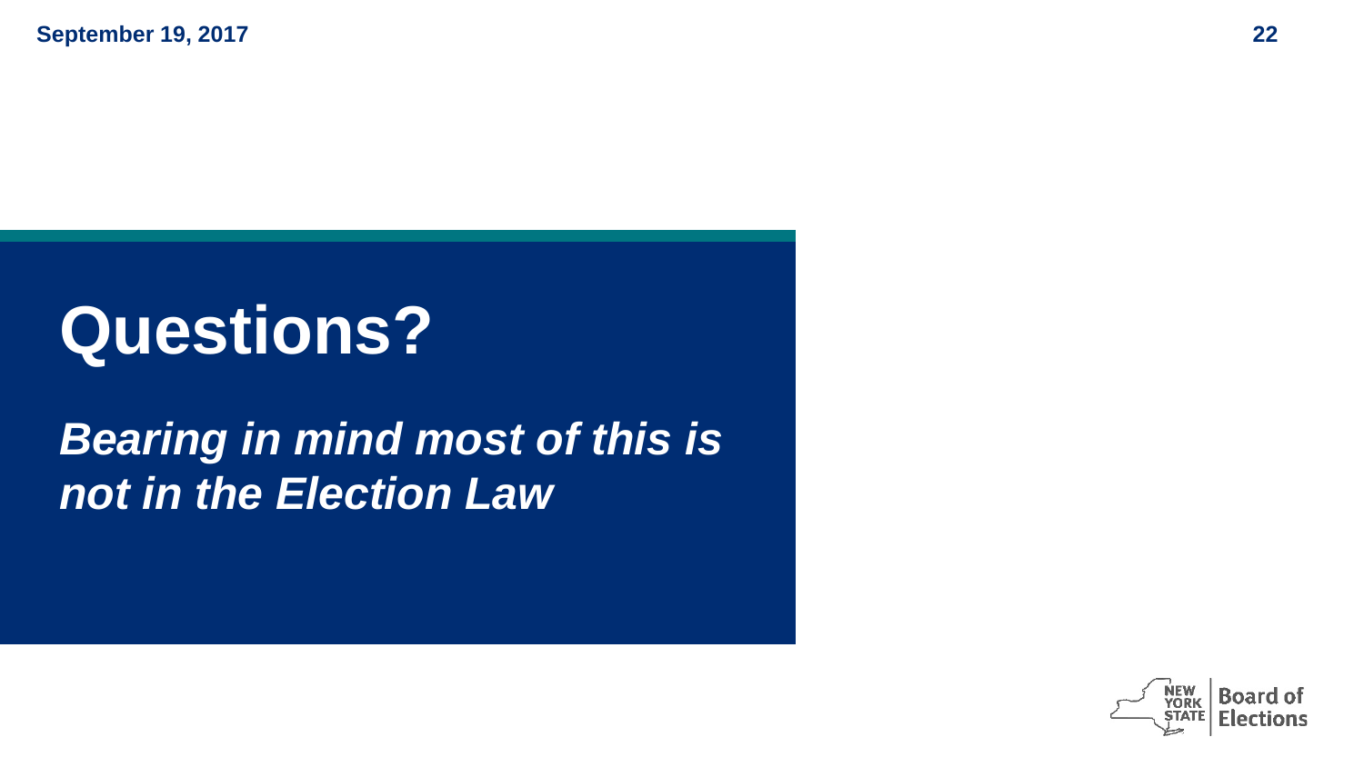# Questions?

***Bearing in mind most of this is not in the Election Law***